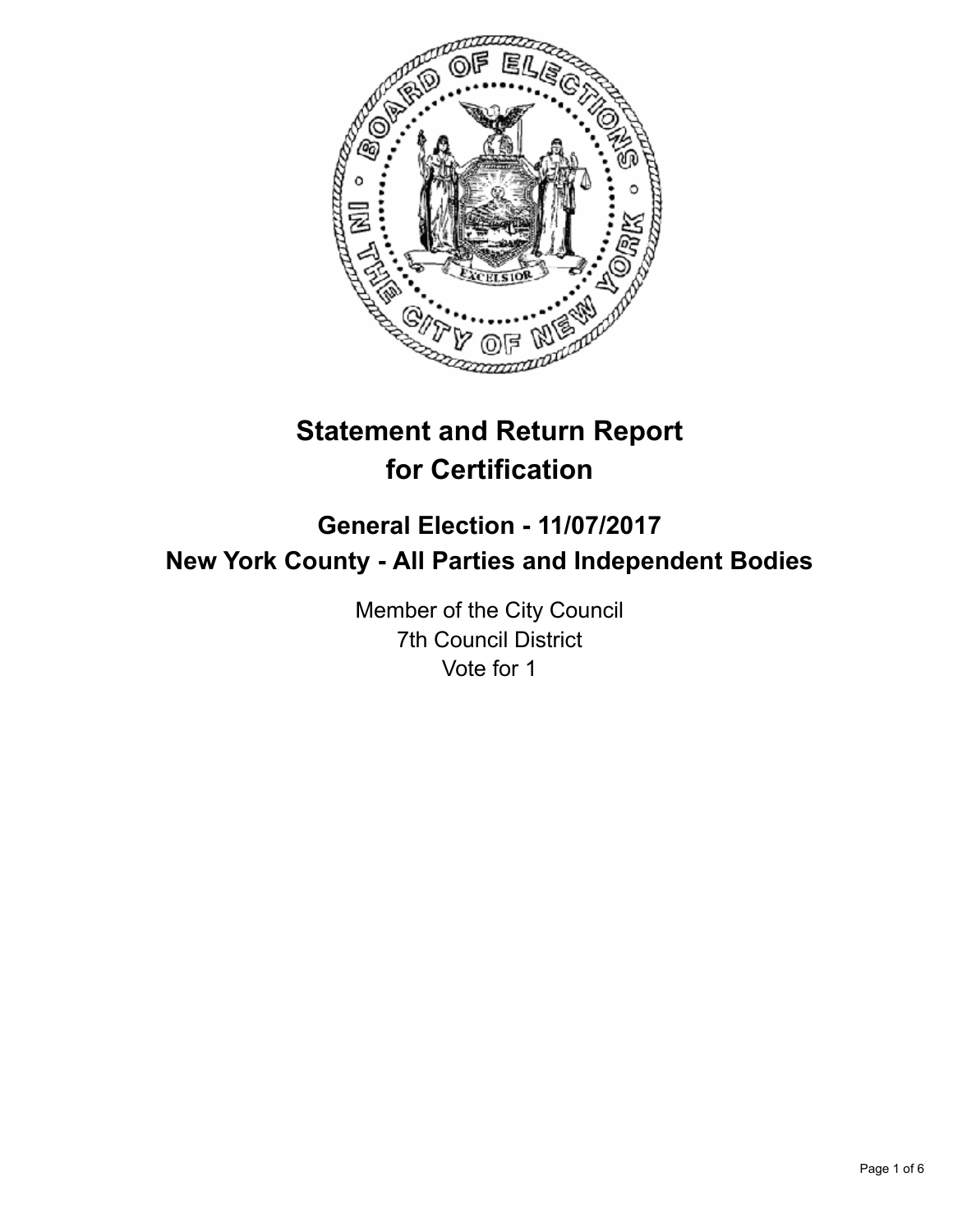# Statement and Return Report for Certification

## General Election - 11/07/2017
## New York County - All Parties and Independent Bodies

Member of the City Council
7th Council District
Vote for 1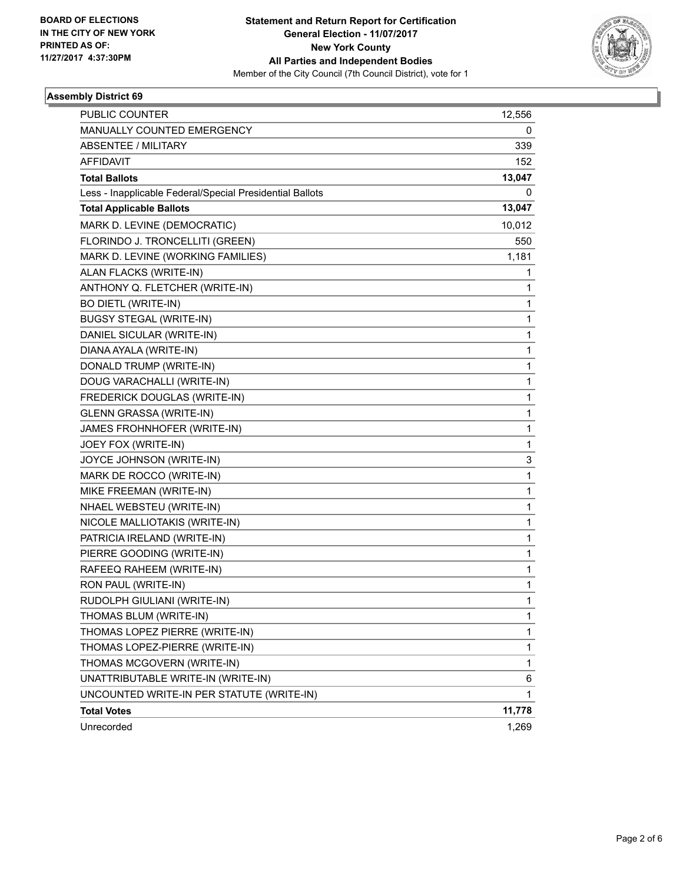BOARD OF ELECTIONS
IN THE CITY OF NEW YORK
PRINTED AS OF:
11/27/2017 4:37:30PM

**Statement and Return Report for Certification**
**General Election - 11/07/2017**
**New York County**
**All Parties and Independent Bodies**
Member of the City Council (7th Council District), vote for 1

### Assembly District 69

| | |
|---|---|
| PUBLIC COUNTER | 12,556 |
| MANUALLY COUNTED EMERGENCY | 0 |
| ABSENTEE / MILITARY | 339 |
| AFFIDAVIT | 152 |
| **Total Ballots** | **13,047** |
| Less - Inapplicable Federal/Special Presidential Ballots | 0 |
| **Total Applicable Ballots** | **13,047** |
| MARK D. LEVINE (DEMOCRATIC) | 10,012 |
| FLORINDO J. TRONCELLITI (GREEN) | 550 |
| MARK D. LEVINE (WORKING FAMILIES) | 1,181 |
| ALAN FLACKS (WRITE-IN) | 1 |
| ANTHONY Q. FLETCHER (WRITE-IN) | 1 |
| BO DIETL (WRITE-IN) | 1 |
| BUGSY STEGAL (WRITE-IN) | 1 |
| DANIEL SICULAR (WRITE-IN) | 1 |
| DIANA AYALA (WRITE-IN) | 1 |
| DONALD TRUMP (WRITE-IN) | 1 |
| DOUG VARACHALLI (WRITE-IN) | 1 |
| FREDERICK DOUGLAS (WRITE-IN) | 1 |
| GLENN GRASSA (WRITE-IN) | 1 |
| JAMES FROHNHOFER (WRITE-IN) | 1 |
| JOEY FOX (WRITE-IN) | 1 |
| JOYCE JOHNSON (WRITE-IN) | 3 |
| MARK DE ROCCO (WRITE-IN) | 1 |
| MIKE FREEMAN (WRITE-IN) | 1 |
| NHAEL WEBSTEU (WRITE-IN) | 1 |
| NICOLE MALLIOTAKIS (WRITE-IN) | 1 |
| PATRICIA IRELAND (WRITE-IN) | 1 |
| PIERRE GOODING (WRITE-IN) | 1 |
| RAFEEQ RAHEEM (WRITE-IN) | 1 |
| RON PAUL (WRITE-IN) | 1 |
| RUDOLPH GIULIANI (WRITE-IN) | 1 |
| THOMAS BLUM (WRITE-IN) | 1 |
| THOMAS LOPEZ PIERRE (WRITE-IN) | 1 |
| THOMAS LOPEZ-PIERRE (WRITE-IN) | 1 |
| THOMAS MCGOVERN (WRITE-IN) | 1 |
| UNATTRIBUTABLE WRITE-IN (WRITE-IN) | 6 |
| UNCOUNTED WRITE-IN PER STATUTE (WRITE-IN) | 1 |
| **Total Votes** | **11,778** |
| Unrecorded | 1,269 |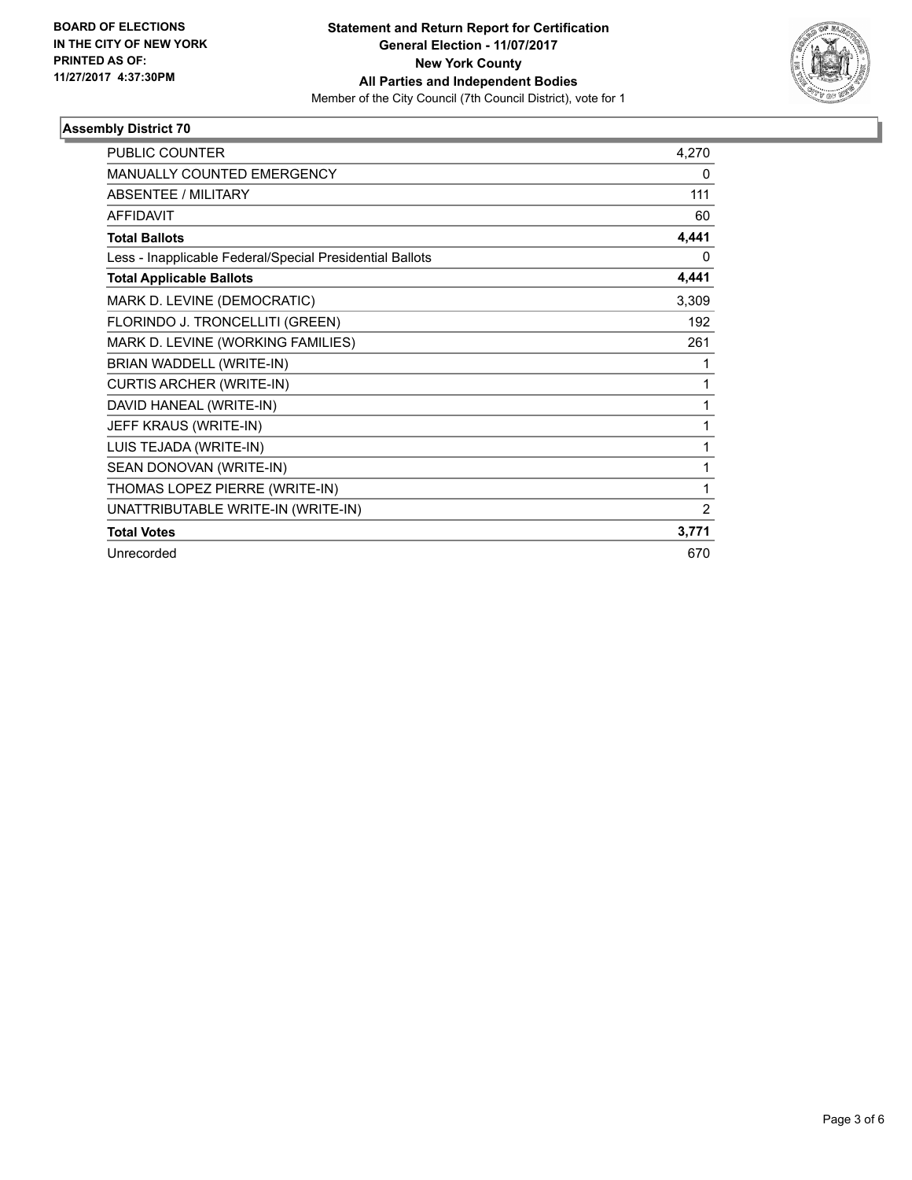**BOARD OF ELECTIONS**
**IN THE CITY OF NEW YORK**
**PRINTED AS OF:**
**11/27/2017 4:37:30PM**

**Statement and Return Report for Certification**
**General Election - 11/07/2017**
**New York County**
**All Parties and Independent Bodies**
Member of the City Council (7th Council District), vote for 1

### Assembly District 70

| | |
|---|---|
| PUBLIC COUNTER | 4,270 |
| MANUALLY COUNTED EMERGENCY | 0 |
| ABSENTEE / MILITARY | 111 |
| AFFIDAVIT | 60 |
| **Total Ballots** | **4,441** |
| Less - Inapplicable Federal/Special Presidential Ballots | 0 |
| **Total Applicable Ballots** | **4,441** |
| MARK D. LEVINE (DEMOCRATIC) | 3,309 |
| FLORINDO J. TRONCELLITI (GREEN) | 192 |
| MARK D. LEVINE (WORKING FAMILIES) | 261 |
| BRIAN WADDELL (WRITE-IN) | 1 |
| CURTIS ARCHER (WRITE-IN) | 1 |
| DAVID HANEAL (WRITE-IN) | 1 |
| JEFF KRAUS (WRITE-IN) | 1 |
| LUIS TEJADA (WRITE-IN) | 1 |
| SEAN DONOVAN (WRITE-IN) | 1 |
| THOMAS LOPEZ PIERRE (WRITE-IN) | 1 |
| UNATTRIBUTABLE WRITE-IN (WRITE-IN) | 2 |
| **Total Votes** | **3,771** |
| Unrecorded | 670 |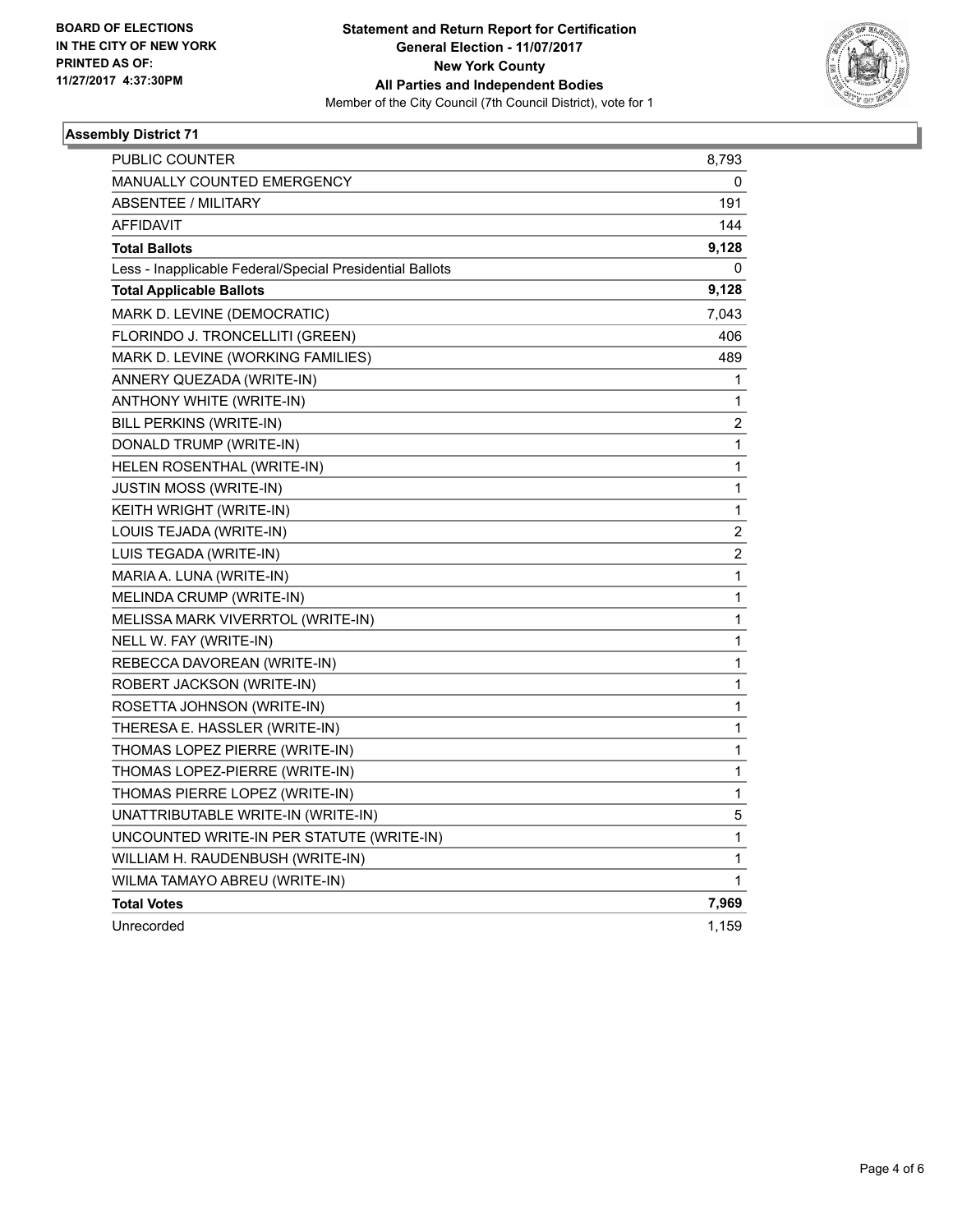**BOARD OF ELECTIONS IN THE CITY OF NEW YORK PRINTED AS OF: 11/27/2017 4:37:30PM**

**Statement and Return Report for Certification**
**General Election - 11/07/2017**
**New York County**
**All Parties and Independent Bodies**
Member of the City Council (7th Council District), vote for 1

## Assembly District 71

| | |
|---|---|
| PUBLIC COUNTER | 8,793 |
| MANUALLY COUNTED EMERGENCY | 0 |
| ABSENTEE / MILITARY | 191 |
| AFFIDAVIT | 144 |
| **Total Ballots** | **9,128** |
| Less - Inapplicable Federal/Special Presidential Ballots | 0 |
| **Total Applicable Ballots** | **9,128** |
| MARK D. LEVINE (DEMOCRATIC) | 7,043 |
| FLORINDO J. TRONCELLITI (GREEN) | 406 |
| MARK D. LEVINE (WORKING FAMILIES) | 489 |
| ANNERY QUEZADA (WRITE-IN) | 1 |
| ANTHONY WHITE (WRITE-IN) | 1 |
| BILL PERKINS (WRITE-IN) | 2 |
| DONALD TRUMP (WRITE-IN) | 1 |
| HELEN ROSENTHAL (WRITE-IN) | 1 |
| JUSTIN MOSS (WRITE-IN) | 1 |
| KEITH WRIGHT (WRITE-IN) | 1 |
| LOUIS TEJADA (WRITE-IN) | 2 |
| LUIS TEGADA (WRITE-IN) | 2 |
| MARIA A. LUNA (WRITE-IN) | 1 |
| MELINDA CRUMP (WRITE-IN) | 1 |
| MELISSA MARK VIVERRTOL (WRITE-IN) | 1 |
| NELL W. FAY (WRITE-IN) | 1 |
| REBECCA DAVOREAN (WRITE-IN) | 1 |
| ROBERT JACKSON (WRITE-IN) | 1 |
| ROSETTA JOHNSON (WRITE-IN) | 1 |
| THERESA E. HASSLER (WRITE-IN) | 1 |
| THOMAS LOPEZ PIERRE (WRITE-IN) | 1 |
| THOMAS LOPEZ-PIERRE (WRITE-IN) | 1 |
| THOMAS PIERRE LOPEZ (WRITE-IN) | 1 |
| UNATTRIBUTABLE WRITE-IN (WRITE-IN) | 5 |
| UNCOUNTED WRITE-IN PER STATUTE (WRITE-IN) | 1 |
| WILLIAM H. RAUDENBUSH (WRITE-IN) | 1 |
| WILMA TAMAYO ABREU (WRITE-IN) | 1 |
| **Total Votes** | **7,969** |
| Unrecorded | 1,159 |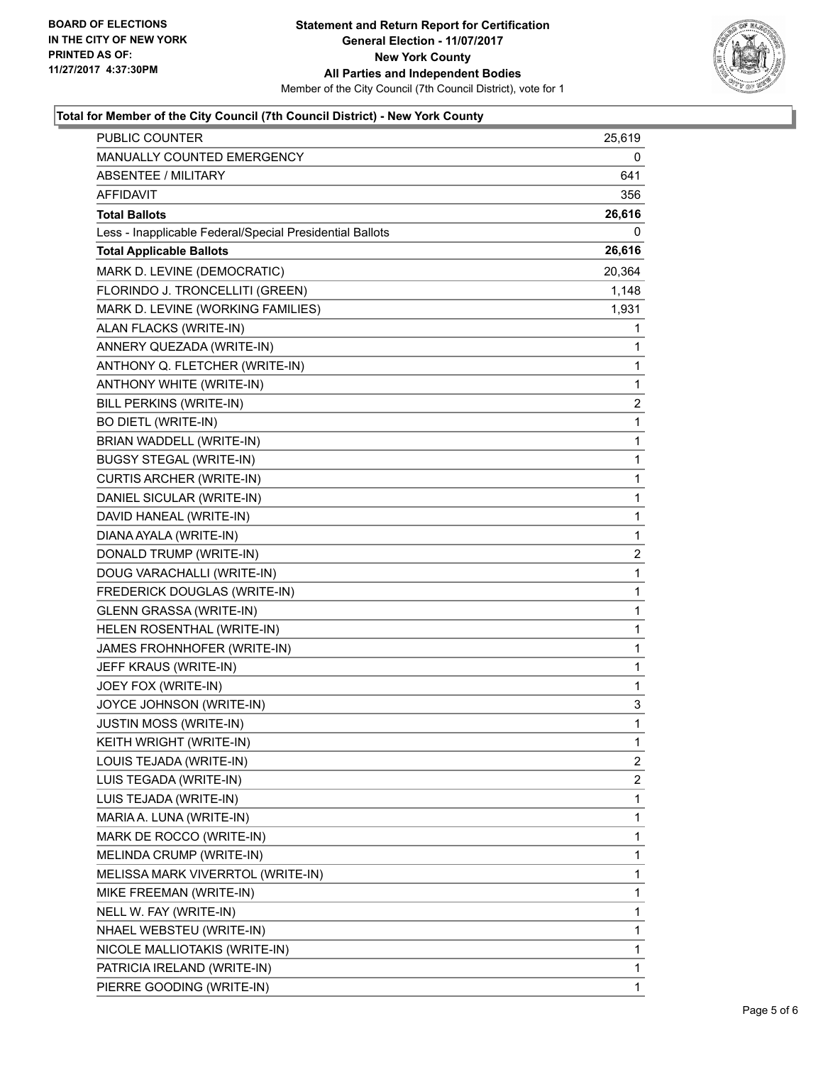**BOARD OF ELECTIONS**
**IN THE CITY OF NEW YORK**
**PRINTED AS OF:**
**11/27/2017 4:37:30PM**

**Statement and Return Report for Certification**
**General Election - 11/07/2017**
**New York County**
**All Parties and Independent Bodies**
Member of the City Council (7th Council District), vote for 1

### Total for Member of the City Council (7th Council District) - New York County

| | |
|---|---|
| PUBLIC COUNTER | 25,619 |
| MANUALLY COUNTED EMERGENCY | 0 |
| ABSENTEE / MILITARY | 641 |
| AFFIDAVIT | 356 |
| **Total Ballots** | **26,616** |
| Less - Inapplicable Federal/Special Presidential Ballots | 0 |
| **Total Applicable Ballots** | **26,616** |
| MARK D. LEVINE (DEMOCRATIC) | 20,364 |
| FLORINDO J. TRONCELLITI (GREEN) | 1,148 |
| MARK D. LEVINE (WORKING FAMILIES) | 1,931 |
| ALAN FLACKS (WRITE-IN) | 1 |
| ANNERY QUEZADA (WRITE-IN) | 1 |
| ANTHONY Q. FLETCHER (WRITE-IN) | 1 |
| ANTHONY WHITE (WRITE-IN) | 1 |
| BILL PERKINS (WRITE-IN) | 2 |
| BO DIETL (WRITE-IN) | 1 |
| BRIAN WADDELL (WRITE-IN) | 1 |
| BUGSY STEGAL (WRITE-IN) | 1 |
| CURTIS ARCHER (WRITE-IN) | 1 |
| DANIEL SICULAR (WRITE-IN) | 1 |
| DAVID HANEAL (WRITE-IN) | 1 |
| DIANA AYALA (WRITE-IN) | 1 |
| DONALD TRUMP (WRITE-IN) | 2 |
| DOUG VARACHALLI (WRITE-IN) | 1 |
| FREDERICK DOUGLAS (WRITE-IN) | 1 |
| GLENN GRASSA (WRITE-IN) | 1 |
| HELEN ROSENTHAL (WRITE-IN) | 1 |
| JAMES FROHNHOFER (WRITE-IN) | 1 |
| JEFF KRAUS (WRITE-IN) | 1 |
| JOEY FOX (WRITE-IN) | 1 |
| JOYCE JOHNSON (WRITE-IN) | 3 |
| JUSTIN MOSS (WRITE-IN) | 1 |
| KEITH WRIGHT (WRITE-IN) | 1 |
| LOUIS TEJADA (WRITE-IN) | 2 |
| LUIS TEGADA (WRITE-IN) | 2 |
| LUIS TEJADA (WRITE-IN) | 1 |
| MARIA A. LUNA (WRITE-IN) | 1 |
| MARK DE ROCCO (WRITE-IN) | 1 |
| MELINDA CRUMP (WRITE-IN) | 1 |
| MELISSA MARK VIVERRTOL (WRITE-IN) | 1 |
| MIKE FREEMAN (WRITE-IN) | 1 |
| NELL W. FAY (WRITE-IN) | 1 |
| NHAEL WEBSTEU (WRITE-IN) | 1 |
| NICOLE MALLIOTAKIS (WRITE-IN) | 1 |
| PATRICIA IRELAND (WRITE-IN) | 1 |
| PIERRE GOODING (WRITE-IN) | 1 |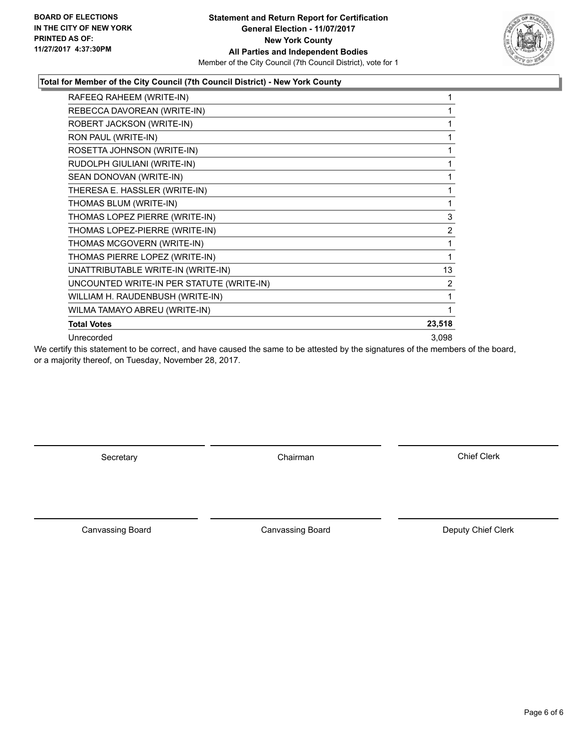**BOARD OF ELECTIONS IN THE CITY OF NEW YORK PRINTED AS OF: 11/27/2017 4:37:30PM**

**Statement and Return Report for Certification**
**General Election - 11/07/2017**
**New York County**
**All Parties and Independent Bodies**
Member of the City Council (7th Council District), vote for 1

### Total for Member of the City Council (7th Council District) - New York County

| | |
|---|---|
| RAFEEQ RAHEEM (WRITE-IN) | 1 |
| REBECCA DAVOREAN (WRITE-IN) | 1 |
| ROBERT JACKSON (WRITE-IN) | 1 |
| RON PAUL (WRITE-IN) | 1 |
| ROSETTA JOHNSON (WRITE-IN) | 1 |
| RUDOLPH GIULIANI (WRITE-IN) | 1 |
| SEAN DONOVAN (WRITE-IN) | 1 |
| THERESA E. HASSLER (WRITE-IN) | 1 |
| THOMAS BLUM (WRITE-IN) | 1 |
| THOMAS LOPEZ PIERRE (WRITE-IN) | 3 |
| THOMAS LOPEZ-PIERRE (WRITE-IN) | 2 |
| THOMAS MCGOVERN (WRITE-IN) | 1 |
| THOMAS PIERRE LOPEZ (WRITE-IN) | 1 |
| UNATTRIBUTABLE WRITE-IN (WRITE-IN) | 13 |
| UNCOUNTED WRITE-IN PER STATUTE (WRITE-IN) | 2 |
| WILLIAM H. RAUDENBUSH (WRITE-IN) | 1 |
| WILMA TAMAYO ABREU (WRITE-IN) | 1 |
| **Total Votes** | **23,518** |
| Unrecorded | 3,098 |

We certify this statement to be correct, and have caused the same to be attested by the signatures of the members of the board, or a majority thereof, on Tuesday, November 28, 2017.

Secretary

Chairman

Chief Clerk

Canvassing Board

Canvassing Board

Deputy Chief Clerk